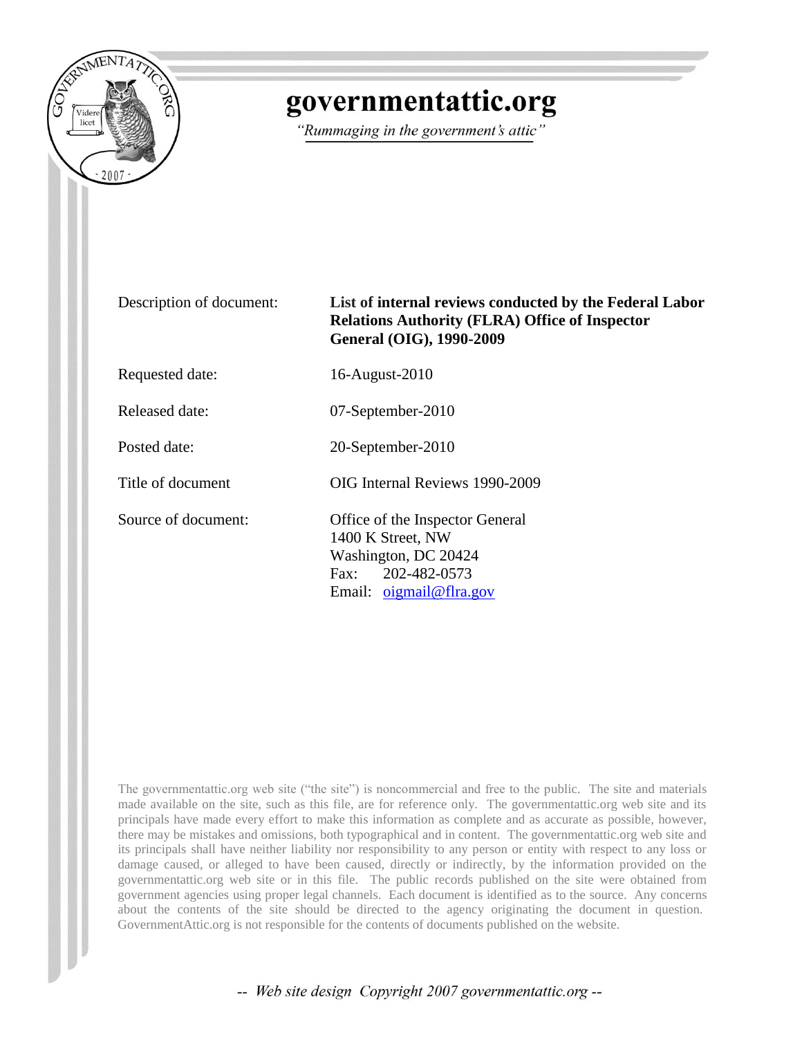# governmentattic.org

*"Rummaging in the government's attic"*

| | |
|---|---|
| Description of document: | **List of internal reviews conducted by the Federal Labor Relations Authority (FLRA) Office of Inspector General (OIG), 1990-2009** |
| Requested date: | 16-August-2010 |
| Released date: | 07-September-2010 |
| Posted date: | 20-September-2010 |
| Title of document | OIG Internal Reviews 1990-2009 |
| Source of document: | Office of the Inspector General<br>1400 K Street, NW<br>Washington, DC 20424<br>Fax: 202-482-0573<br>Email: oigmail@flra.gov |

The governmentattic.org web site ("the site") is noncommercial and free to the public. The site and materials made available on the site, such as this file, are for reference only. The governmentattic.org web site and its principals have made every effort to make this information as complete and as accurate as possible, however, there may be mistakes and omissions, both typographical and in content. The governmentattic.org web site and its principals shall have neither liability nor responsibility to any person or entity with respect to any loss or damage caused, or alleged to have been caused, directly or indirectly, by the information provided on the governmentattic.org web site or in this file. The public records published on the site were obtained from government agencies using proper legal channels. Each document is identified as to the source. Any concerns about the contents of the site should be directed to the agency originating the document in question. GovernmentAttic.org is not responsible for the contents of documents published on the website.

*-- Web site design Copyright 2007 governmentattic.org --*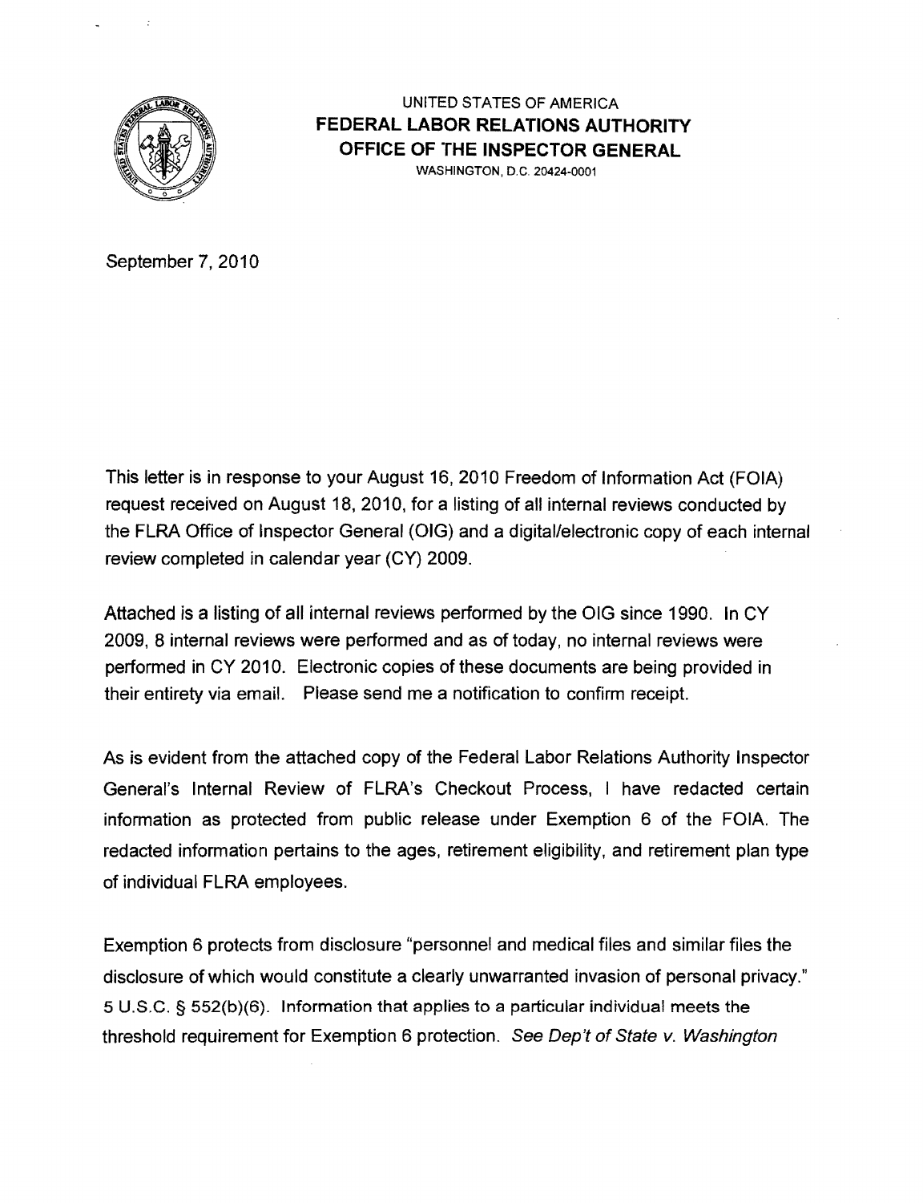UNITED STATES OF AMERICA
**FEDERAL LABOR RELATIONS AUTHORITY**
**OFFICE OF THE INSPECTOR GENERAL**
WASHINGTON, D.C. 20424-0001

September 7, 2010

This letter is in response to your August 16, 2010 Freedom of Information Act (FOIA) request received on August 18, 2010, for a listing of all internal reviews conducted by the FLRA Office of Inspector General (OIG) and a digital/electronic copy of each internal review completed in calendar year (CY) 2009.

Attached is a listing of all internal reviews performed by the OIG since 1990. In CY 2009, 8 internal reviews were performed and as of today, no internal reviews were performed in CY 2010. Electronic copies of these documents are being provided in their entirety via email. Please send me a notification to confirm receipt.

As is evident from the attached copy of the Federal Labor Relations Authority Inspector General's Internal Review of FLRA's Checkout Process, I have redacted certain information as protected from public release under Exemption 6 of the FOIA. The redacted information pertains to the ages, retirement eligibility, and retirement plan type of individual FLRA employees.

Exemption 6 protects from disclosure "personnel and medical files and similar files the disclosure of which would constitute a clearly unwarranted invasion of personal privacy." 5 U.S.C. § 552(b)(6). Information that applies to a particular individual meets the threshold requirement for Exemption 6 protection. *See Dep't of State v. Washington*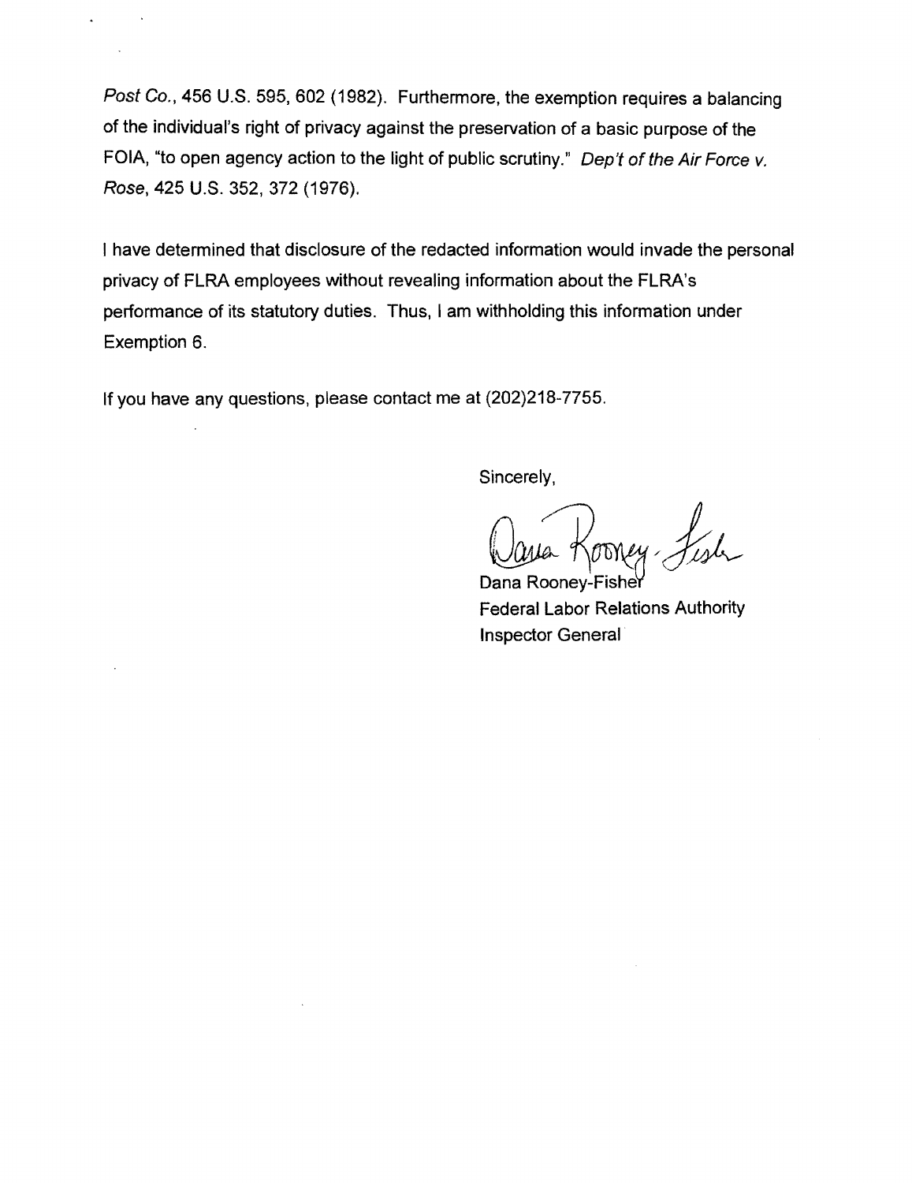*Post Co.*, 456 U.S. 595, 602 (1982). Furthermore, the exemption requires a balancing of the individual's right of privacy against the preservation of a basic purpose of the FOIA, "to open agency action to the light of public scrutiny." *Dep't of the Air Force v. Rose*, 425 U.S. 352, 372 (1976).

I have determined that disclosure of the redacted information would invade the personal privacy of FLRA employees without revealing information about the FLRA's performance of its statutory duties. Thus, I am withholding this information under Exemption 6.

If you have any questions, please contact me at (202)218-7755.

Sincerely,

Dana Rooney-Fisher
Federal Labor Relations Authority
Inspector General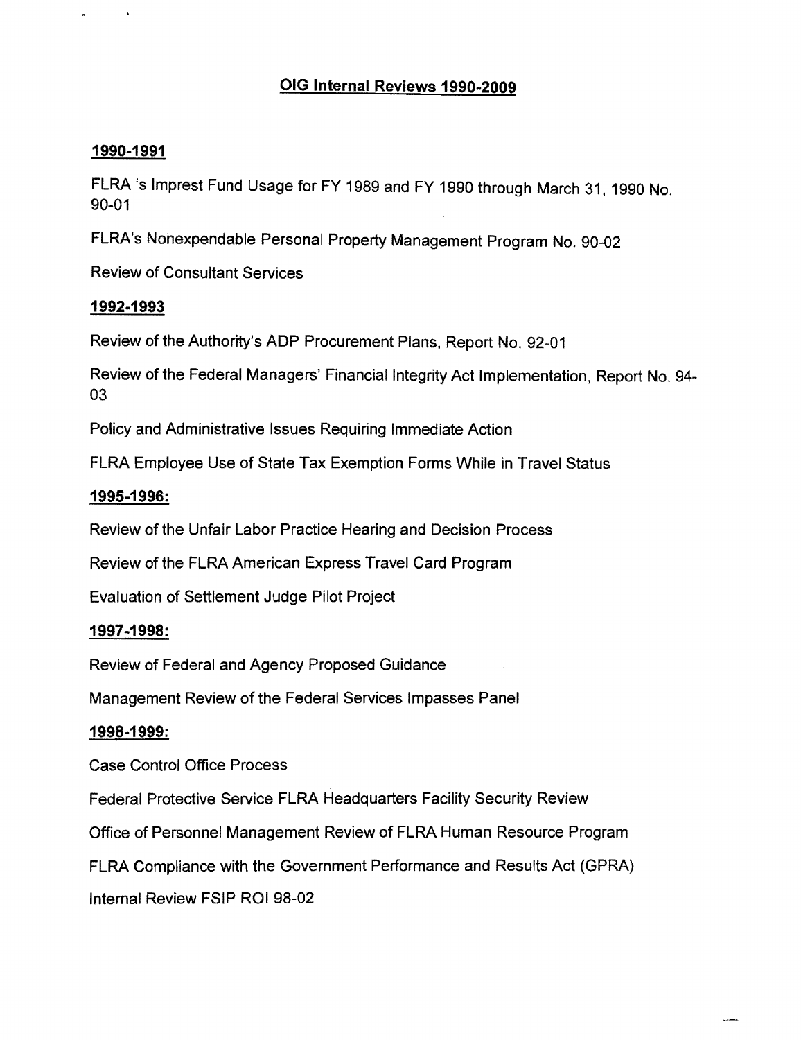# OIG Internal Reviews 1990-2009

### 1990-1991

FLRA 's Imprest Fund Usage for FY 1989 and FY 1990 through March 31, 1990 No. 90-01

FLRA's Nonexpendable Personal Property Management Program No. 90-02

Review of Consultant Services

### 1992-1993

Review of the Authority's ADP Procurement Plans, Report No. 92-01

Review of the Federal Managers' Financial Integrity Act Implementation, Report No. 94-03

Policy and Administrative Issues Requiring Immediate Action

FLRA Employee Use of State Tax Exemption Forms While in Travel Status

### 1995-1996:

Review of the Unfair Labor Practice Hearing and Decision Process

Review of the FLRA American Express Travel Card Program

Evaluation of Settlement Judge Pilot Project

### 1997-1998:

Review of Federal and Agency Proposed Guidance

Management Review of the Federal Services Impasses Panel

### 1998-1999:

Case Control Office Process

Federal Protective Service FLRA Headquarters Facility Security Review

Office of Personnel Management Review of FLRA Human Resource Program

FLRA Compliance with the Government Performance and Results Act (GPRA)

Internal Review FSIP ROI 98-02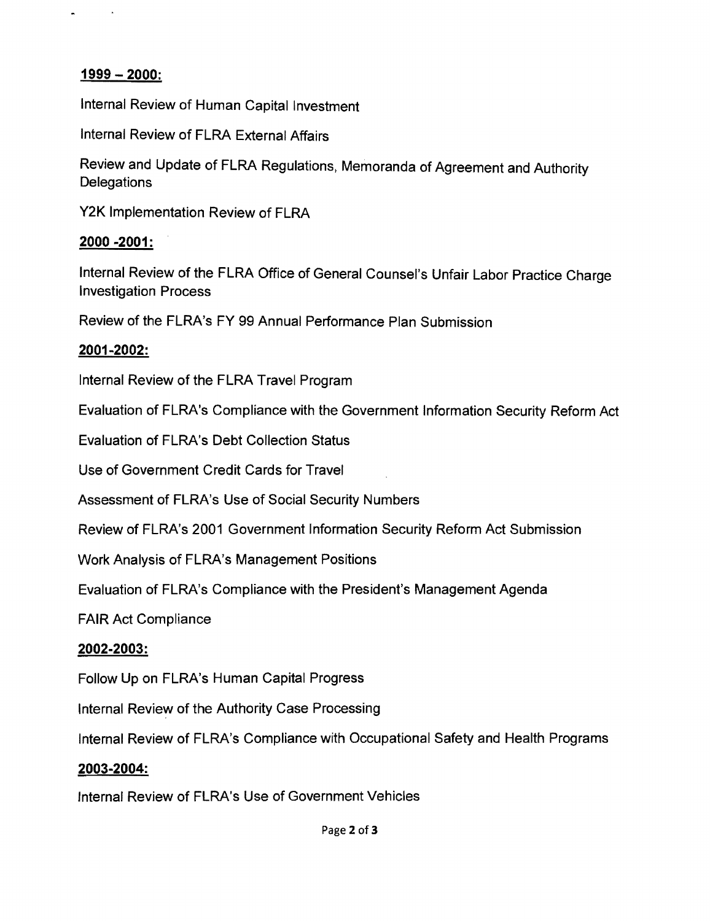**1999 – 2000:**

Internal Review of Human Capital Investment

Internal Review of FLRA External Affairs

Review and Update of FLRA Regulations, Memoranda of Agreement and Authority Delegations

Y2K Implementation Review of FLRA

**2000 -2001:**

Internal Review of the FLRA Office of General Counsel's Unfair Labor Practice Charge Investigation Process

Review of the FLRA's FY 99 Annual Performance Plan Submission

**2001-2002:**

Internal Review of the FLRA Travel Program

Evaluation of FLRA's Compliance with the Government Information Security Reform Act

Evaluation of FLRA's Debt Collection Status

Use of Government Credit Cards for Travel

Assessment of FLRA's Use of Social Security Numbers

Review of FLRA's 2001 Government Information Security Reform Act Submission

Work Analysis of FLRA's Management Positions

Evaluation of FLRA's Compliance with the President's Management Agenda

FAIR Act Compliance

**2002-2003:**

Follow Up on FLRA's Human Capital Progress

Internal Review of the Authority Case Processing

Internal Review of FLRA's Compliance with Occupational Safety and Health Programs

**2003-2004:**

Internal Review of FLRA's Use of Government Vehicles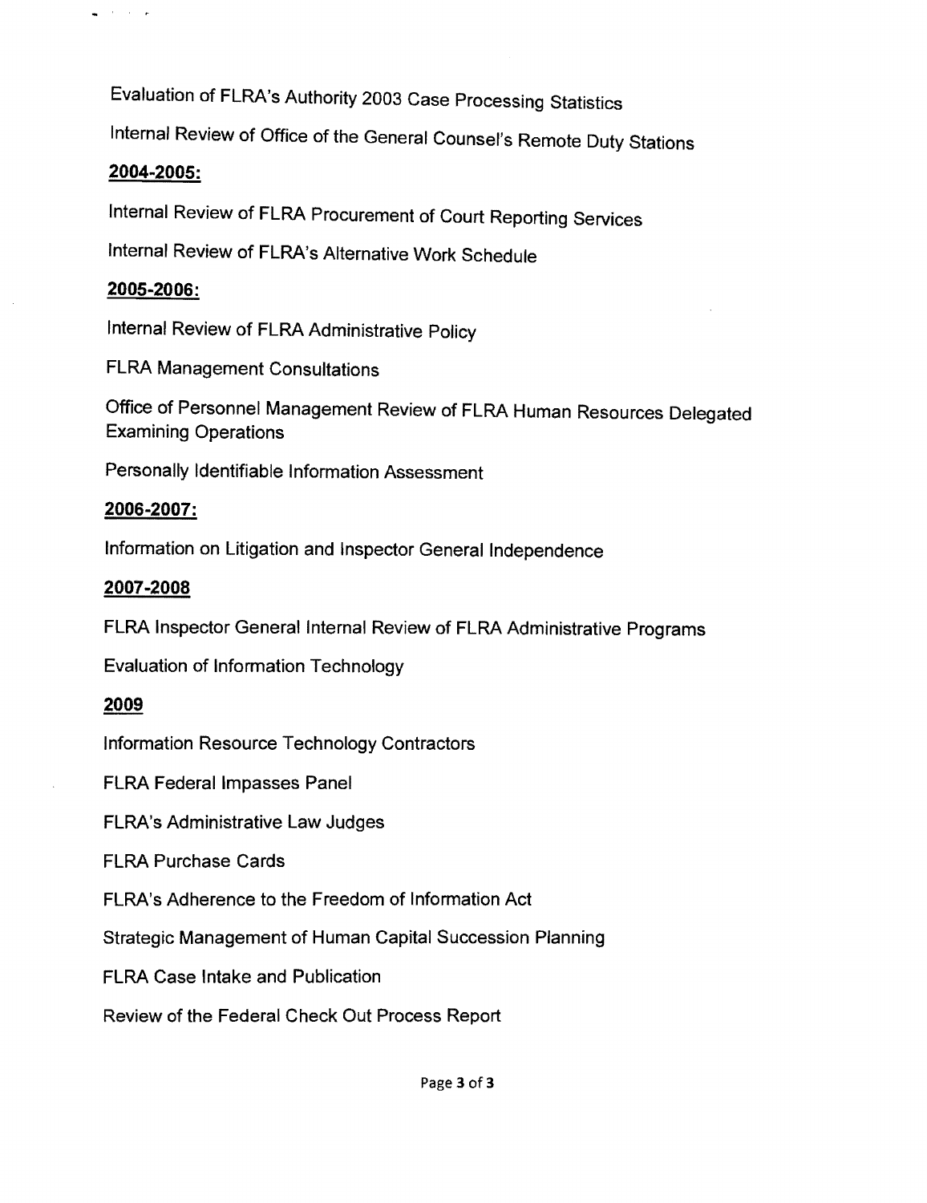Evaluation of FLRA's Authority 2003 Case Processing Statistics

Internal Review of Office of the General Counsel's Remote Duty Stations

**2004-2005:**

Internal Review of FLRA Procurement of Court Reporting Services

Internal Review of FLRA's Alternative Work Schedule

**2005-2006:**

Internal Review of FLRA Administrative Policy

FLRA Management Consultations

Office of Personnel Management Review of FLRA Human Resources Delegated Examining Operations

Personally Identifiable Information Assessment

**2006-2007:**

Information on Litigation and Inspector General Independence

**2007-2008**

FLRA Inspector General Internal Review of FLRA Administrative Programs

Evaluation of Information Technology

**2009**

Information Resource Technology Contractors

FLRA Federal Impasses Panel

FLRA's Administrative Law Judges

FLRA Purchase Cards

FLRA's Adherence to the Freedom of Information Act

Strategic Management of Human Capital Succession Planning

FLRA Case Intake and Publication

Review of the Federal Check Out Process Report